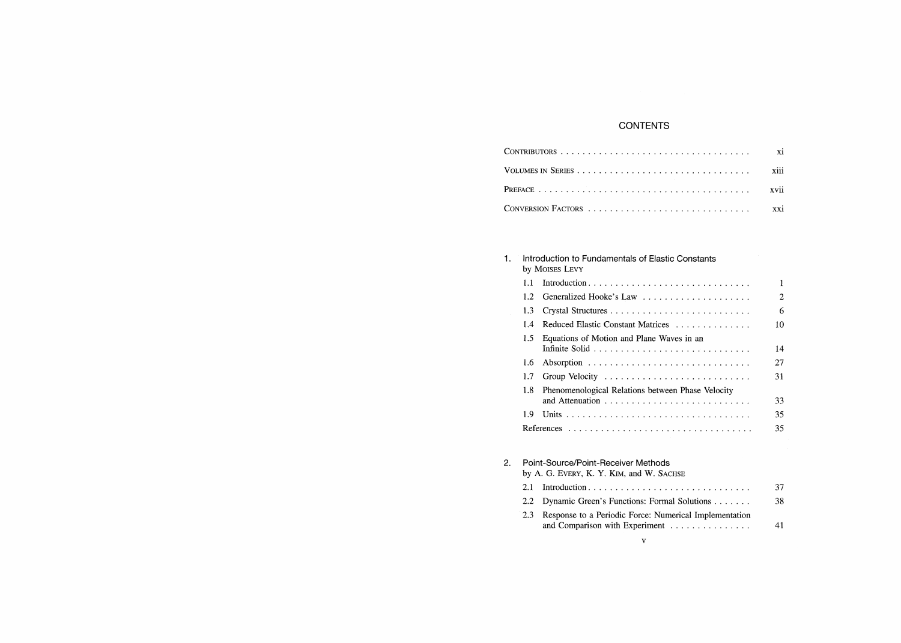# CONTENTS

| | |
|---|---|
| Contributors | xi |
| Volumes in Series | xiii |
| Preface | xvii |
| Conversion Factors | xxi |

## 1. Introduction to Fundamentals of Elastic Constants
by Moises Levy

| | | |
|---|---|---|
| 1.1 | Introduction | 1 |
| 1.2 | Generalized Hooke's Law | 2 |
| 1.3 | Crystal Structures | 6 |
| 1.4 | Reduced Elastic Constant Matrices | 10 |
| 1.5 | Equations of Motion and Plane Waves in an Infinite Solid | 14 |
| 1.6 | Absorption | 27 |
| 1.7 | Group Velocity | 31 |
| 1.8 | Phenomenological Relations between Phase Velocity and Attenuation | 33 |
| 1.9 | Units | 35 |
| | References | 35 |

## 2. Point-Source/Point-Receiver Methods
by A. G. Every, K. Y. Kim, and W. Sachse

| | | |
|---|---|---|
| 2.1 | Introduction | 37 |
| 2.2 | Dynamic Green's Functions: Formal Solutions | 38 |
| 2.3 | Response to a Periodic Force: Numerical Implementation and Comparison with Experiment | 41 |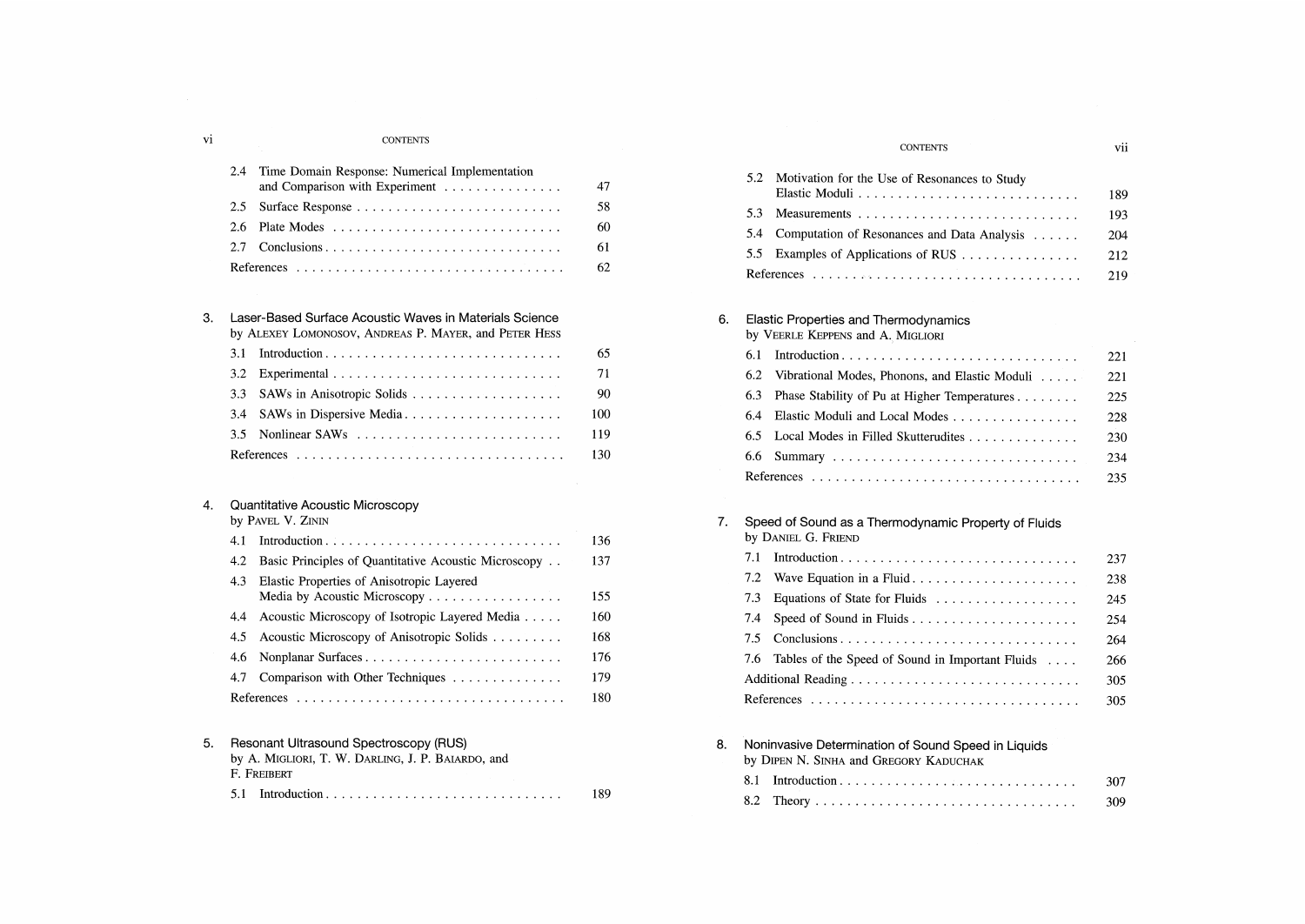2.4 Time Domain Response: Numerical Implementation and Comparison with Experiment . . . . . . . . . . . . . . . 47
2.5 Surface Response . . . . . . . . . . . . . . . . . . . . . . . . . . 58
2.6 Plate Modes . . . . . . . . . . . . . . . . . . . . . . . . . . . . . 60
2.7 Conclusions . . . . . . . . . . . . . . . . . . . . . . . . . . . . . 61
References . . . . . . . . . . . . . . . . . . . . . . . . . . . . . . . . 62

## 3. Laser-Based Surface Acoustic Waves in Materials Science
by Alexey Lomonosov, Andreas P. Mayer, and Peter Hess

3.1 Introduction . . . . . . . . . . . . . . . . . . . . . . . . . . . . . 65
3.2 Experimental . . . . . . . . . . . . . . . . . . . . . . . . . . . . 71
3.3 SAWs in Anisotropic Solids . . . . . . . . . . . . . . . . . . . 90
3.4 SAWs in Dispersive Media . . . . . . . . . . . . . . . . . . . . 100
3.5 Nonlinear SAWs . . . . . . . . . . . . . . . . . . . . . . . . . . 119
References . . . . . . . . . . . . . . . . . . . . . . . . . . . . . . . . 130

## 4. Quantitative Acoustic Microscopy
by Pavel V. Zinin

4.1 Introduction . . . . . . . . . . . . . . . . . . . . . . . . . . . . . 136
4.2 Basic Principles of Quantitative Acoustic Microscopy . . 137
4.3 Elastic Properties of Anisotropic Layered Media by Acoustic Microscopy . . . . . . . . . . . . . . . . . 155
4.4 Acoustic Microscopy of Isotropic Layered Media . . . . . 160
4.5 Acoustic Microscopy of Anisotropic Solids . . . . . . . . . 168
4.6 Nonplanar Surfaces . . . . . . . . . . . . . . . . . . . . . . . . . 176
4.7 Comparison with Other Techniques . . . . . . . . . . . . . . 179
References . . . . . . . . . . . . . . . . . . . . . . . . . . . . . . . . 180

## 5. Resonant Ultrasound Spectroscopy (RUS)
by A. Migliori, T. W. Darling, J. P. Baiardo, and F. Freibert

5.1 Introduction . . . . . . . . . . . . . . . . . . . . . . . . . . . . . 189
5.2 Motivation for the Use of Resonances to Study Elastic Moduli . . . . . . . . . . . . . . . . . . . . . . . . . . . . 189
5.3 Measurements . . . . . . . . . . . . . . . . . . . . . . . . . . . . 193
5.4 Computation of Resonances and Data Analysis . . . . . . 204
5.5 Examples of Applications of RUS . . . . . . . . . . . . . . . 212
References . . . . . . . . . . . . . . . . . . . . . . . . . . . . . . . . 219

## 6. Elastic Properties and Thermodynamics
by Veerle Keppens and A. Migliori

6.1 Introduction . . . . . . . . . . . . . . . . . . . . . . . . . . . . . 221
6.2 Vibrational Modes, Phonons, and Elastic Moduli . . . . . 221
6.3 Phase Stability of Pu at Higher Temperatures . . . . . . . . 225
6.4 Elastic Moduli and Local Modes . . . . . . . . . . . . . . . . 228
6.5 Local Modes in Filled Skutterudites . . . . . . . . . . . . . . 230
6.6 Summary . . . . . . . . . . . . . . . . . . . . . . . . . . . . . . . 234
References . . . . . . . . . . . . . . . . . . . . . . . . . . . . . . . . 235

## 7. Speed of Sound as a Thermodynamic Property of Fluids
by Daniel G. Friend

7.1 Introduction . . . . . . . . . . . . . . . . . . . . . . . . . . . . . 237
7.2 Wave Equation in a Fluid . . . . . . . . . . . . . . . . . . . . . 238
7.3 Equations of State for Fluids . . . . . . . . . . . . . . . . . . 245
7.4 Speed of Sound in Fluids . . . . . . . . . . . . . . . . . . . . . 254
7.5 Conclusions . . . . . . . . . . . . . . . . . . . . . . . . . . . . . 264
7.6 Tables of the Speed of Sound in Important Fluids . . . . 266
Additional Reading . . . . . . . . . . . . . . . . . . . . . . . . . . . . 305
References . . . . . . . . . . . . . . . . . . . . . . . . . . . . . . . . 305

## 8. Noninvasive Determination of Sound Speed in Liquids
by Dipen N. Sinha and Gregory Kaduchak

8.1 Introduction . . . . . . . . . . . . . . . . . . . . . . . . . . . . . 307
8.2 Theory . . . . . . . . . . . . . . . . . . . . . . . . . . . . . . . . 309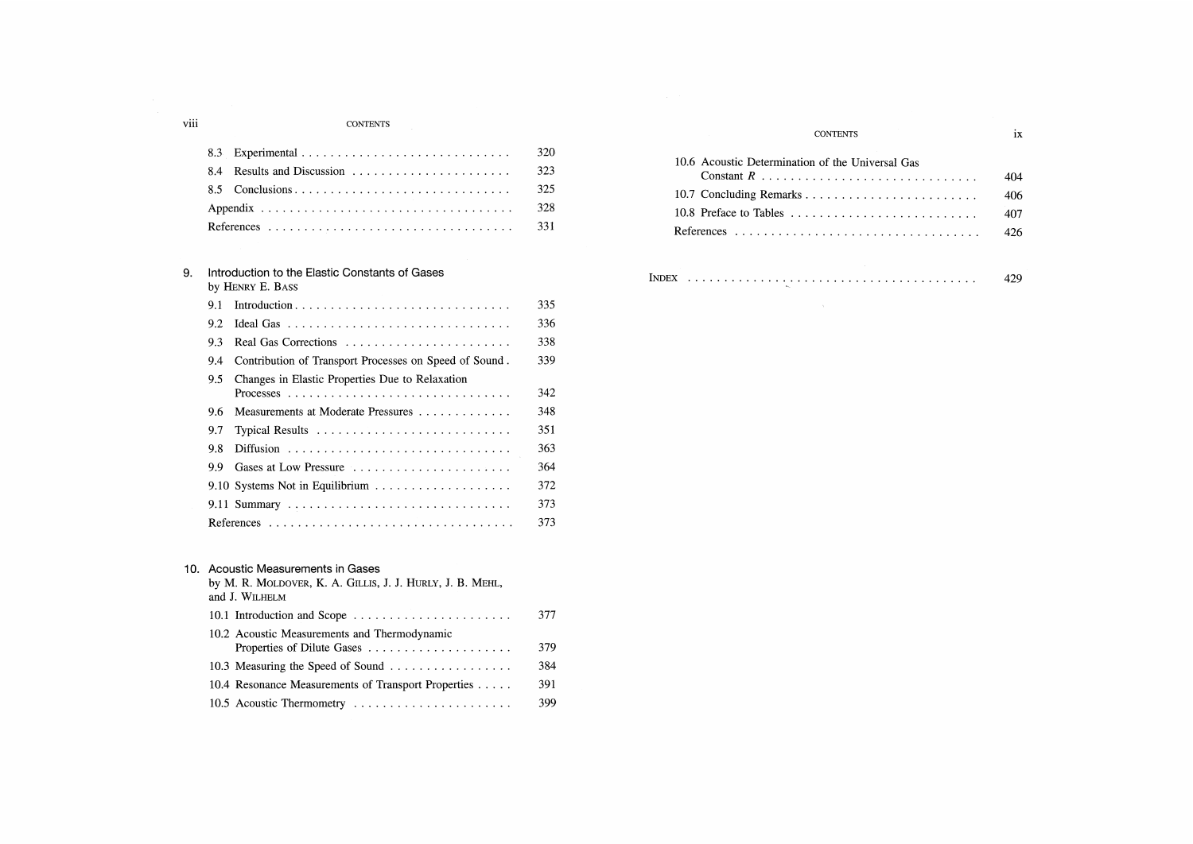8.3 Experimental . . . . . . . . . . . . . . . . . . . . . . . . . . . . . 320
8.4 Results and Discussion . . . . . . . . . . . . . . . . . . . . . . 323
8.5 Conclusions . . . . . . . . . . . . . . . . . . . . . . . . . . . . . . 325
Appendix . . . . . . . . . . . . . . . . . . . . . . . . . . . . . . . . . . 328
References . . . . . . . . . . . . . . . . . . . . . . . . . . . . . . . . . 331

**9. Introduction to the Elastic Constants of Gases**
by HENRY E. BASS

9.1 Introduction . . . . . . . . . . . . . . . . . . . . . . . . . . . . . . 335
9.2 Ideal Gas . . . . . . . . . . . . . . . . . . . . . . . . . . . . . . . 336
9.3 Real Gas Corrections . . . . . . . . . . . . . . . . . . . . . . . 338
9.4 Contribution of Transport Processes on Speed of Sound . 339
9.5 Changes in Elastic Properties Due to Relaxation Processes . . . . . . . . . . . . . . . . . . . . . . . . . . . . . . . 342
9.6 Measurements at Moderate Pressures . . . . . . . . . . . . . 348
9.7 Typical Results . . . . . . . . . . . . . . . . . . . . . . . . . . . 351
9.8 Diffusion . . . . . . . . . . . . . . . . . . . . . . . . . . . . . . . 363
9.9 Gases at Low Pressure . . . . . . . . . . . . . . . . . . . . . . 364
9.10 Systems Not in Equilibrium . . . . . . . . . . . . . . . . . . . 372
9.11 Summary . . . . . . . . . . . . . . . . . . . . . . . . . . . . . . . 373
References . . . . . . . . . . . . . . . . . . . . . . . . . . . . . . . . . 373

**10. Acoustic Measurements in Gases**
by M. R. MOLDOVER, K. A. GILLIS, J. J. HURLY, J. B. MEHL, and J. WILHELM

10.1 Introduction and Scope . . . . . . . . . . . . . . . . . . . . . 377
10.2 Acoustic Measurements and Thermodynamic Properties of Dilute Gases . . . . . . . . . . . . . . . . . . . . 379
10.3 Measuring the Speed of Sound . . . . . . . . . . . . . . . . . 384
10.4 Resonance Measurements of Transport Properties . . . . . 391
10.5 Acoustic Thermometry . . . . . . . . . . . . . . . . . . . . . . 399
10.6 Acoustic Determination of the Universal Gas Constant $R$ . . . . . . . . . . . . . . . . . . . . . . . . . . . . . . 404
10.7 Concluding Remarks . . . . . . . . . . . . . . . . . . . . . . . . 406
10.8 Preface to Tables . . . . . . . . . . . . . . . . . . . . . . . . . 407
References . . . . . . . . . . . . . . . . . . . . . . . . . . . . . . . . . 426

INDEX . . . . . . . . . . . . . . . . . . . . . . . . . . . . . . . . . . . . . 429